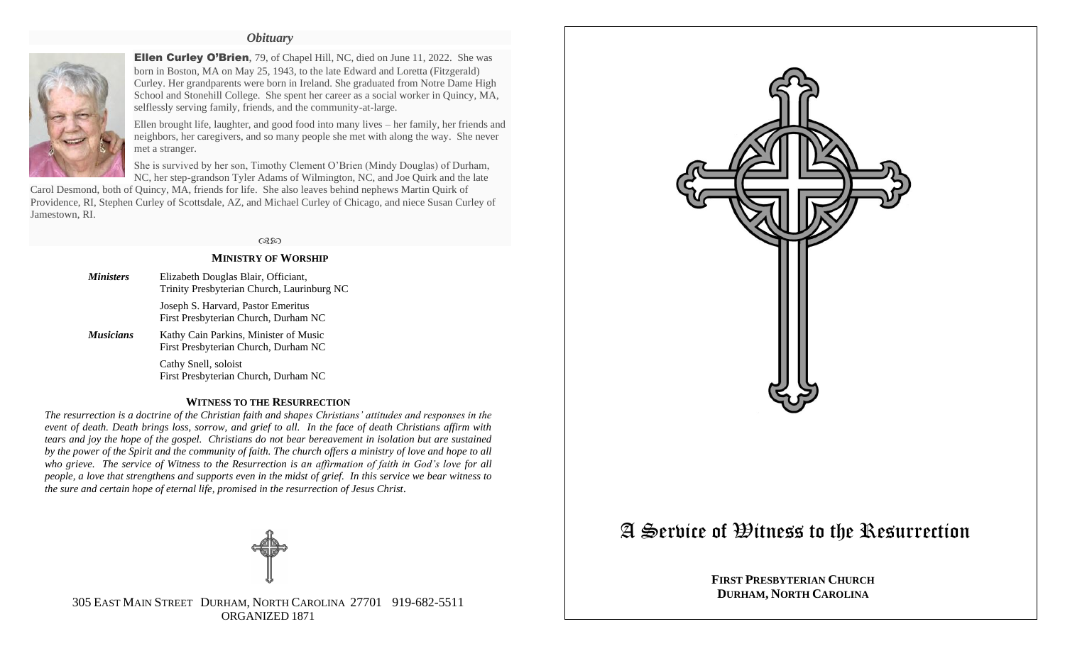## *Obituary*

**Ellen Curley O'Brien**, 79, of Chapel Hill, NC, died on June 11, 2022. She was born in Boston, MA on May 25, 1943, to the late Edward and Loretta (Fitzgerald) Curley. Her grandparents were born in Ireland. She graduated from Notre Dame High School and Stonehill College. She spent her career as a social worker in Quincy, MA, selflessly serving family, friends, and the community-at-large.

Ellen brought life, laughter, and good food into many lives – her family, her friends and neighbors, her caregivers, and so many people she met with along the way. She never met a stranger.

She is survived by her son, Timothy Clement O'Brien (Mindy Douglas) of Durham, NC, her step-grandson Tyler Adams of Wilmington, NC, and Joe Quirk and the late Carol Desmond, both of Quincy, MA, friends for life. She also leaves behind nephews Martin Quirk of Providence, RI, Stephen Curley of Scottsdale, AZ, and Michael Curley of Chicago, and niece Susan Curley of Jamestown, RI.

### MINISTRY OF WORSHIP

***Ministers*** Elizabeth Douglas Blair, Officiant,
Trinity Presbyterian Church, Laurinburg NC

Joseph S. Harvard, Pastor Emeritus
First Presbyterian Church, Durham NC

***Musicians*** Kathy Cain Parkins, Minister of Music
First Presbyterian Church, Durham NC

Cathy Snell, soloist
First Presbyterian Church, Durham NC

### WITNESS TO THE RESURRECTION

*The resurrection is a doctrine of the Christian faith and shapes Christians' attitudes and responses in the event of death. Death brings loss, sorrow, and grief to all. In the face of death Christians affirm with tears and joy the hope of the gospel. Christians do not bear bereavement in isolation but are sustained by the power of the Spirit and the community of faith. The church offers a ministry of love and hope to all who grieve. The service of Witness to the Resurrection is an affirmation of faith in God's love for all people, a love that strengthens and supports even in the midst of grief. In this service we bear witness to the sure and certain hope of eternal life, promised in the resurrection of Jesus Christ.*

305 EAST MAIN STREET DURHAM, NORTH CAROLINA 27701 919-682-5511
ORGANIZED 1871

# A Service of Witness to the Resurrection

**FIRST PRESBYTERIAN CHURCH**
**DURHAM, NORTH CAROLINA**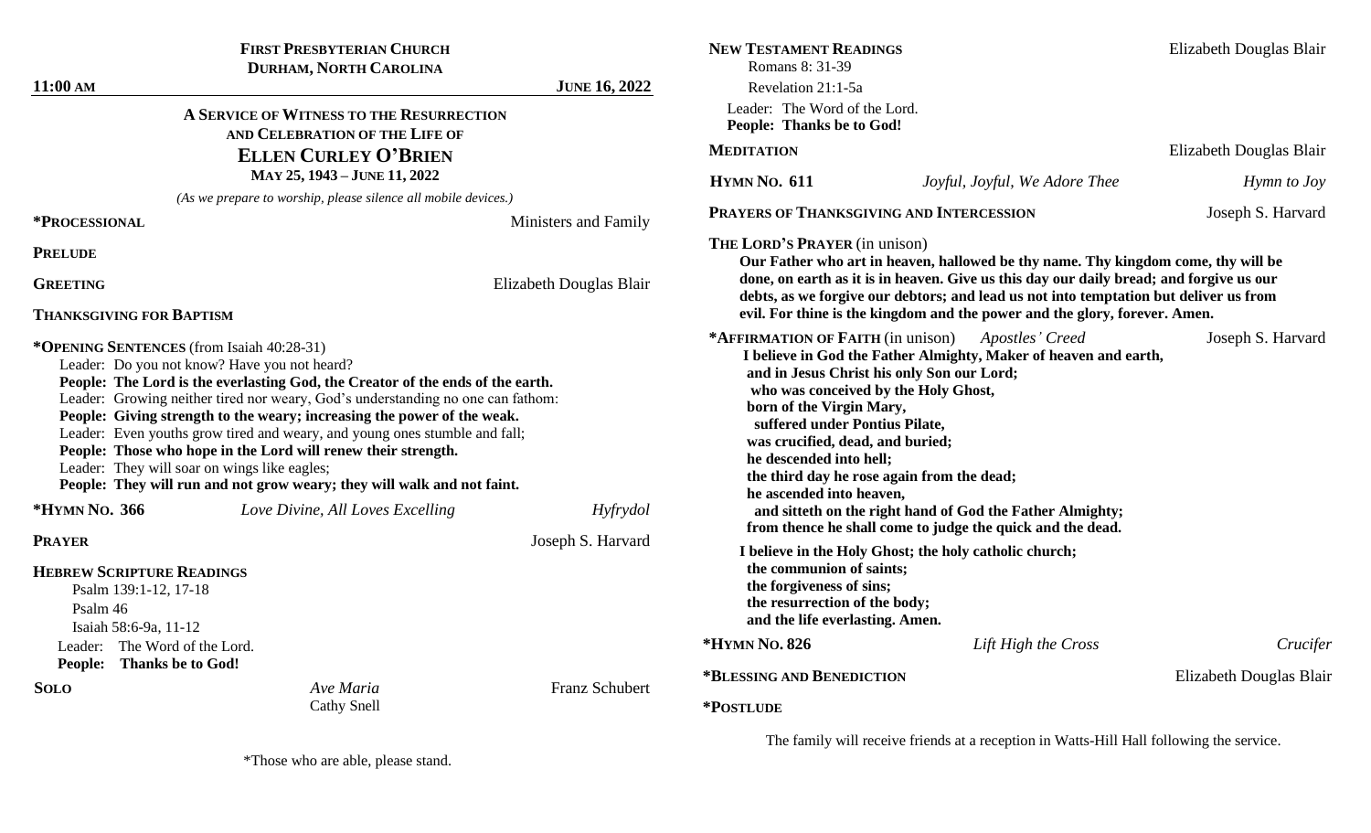**FIRST PRESBYTERIAN CHURCH**
**DURHAM, NORTH CAROLINA**

**11:00 AM** **JUNE 16, 2022**

# A SERVICE OF WITNESS TO THE RESURRECTION AND CELEBRATION OF THE LIFE OF
# ELLEN CURLEY O'BRIEN

**MAY 25, 1943 – JUNE 11, 2022**

*(As we prepare to worship, please silence all mobile devices.)*

**\*PROCESSIONAL** Ministers and Family

**PRELUDE**

**GREETING** Elizabeth Douglas Blair

**THANKSGIVING FOR BAPTISM**

**\*OPENING SENTENCES** (from Isaiah 40:28-31)

Leader: Do you not know? Have you not heard?
**People: The Lord is the everlasting God, the Creator of the ends of the earth.**
Leader: Growing neither tired nor weary, God's understanding no one can fathom:
**People: Giving strength to the weary; increasing the power of the weak.**
Leader: Even youths grow tired and weary, and young ones stumble and fall;
**People: Those who hope in the Lord will renew their strength.**
Leader: They will soar on wings like eagles;
**People: They will run and not grow weary; they will walk and not faint.**

**\*HYMN NO. 366** *Love Divine, All Loves Excelling* *Hyfrydol*

**PRAYER** Joseph S. Harvard

**HEBREW SCRIPTURE READINGS**
Psalm 139:1-12, 17-18
Psalm 46
Isaiah 58:6-9a, 11-12
Leader: The Word of the Lord.
**People: Thanks be to God!**

**SOLO** *Ave Maria* Franz Schubert
Cathy Snell

\*Those who are able, please stand.

**NEW TESTAMENT READINGS** Elizabeth Douglas Blair
Romans 8: 31-39
Revelation 21:1-5a
Leader: The Word of the Lord.
**People: Thanks be to God!**

**MEDITATION** Elizabeth Douglas Blair

**HYMN NO. 611** *Joyful, Joyful, We Adore Thee* *Hymn to Joy*

**PRAYERS OF THANKSGIVING AND INTERCESSION** Joseph S. Harvard

**THE LORD'S PRAYER** (in unison)
**Our Father who art in heaven, hallowed be thy name. Thy kingdom come, thy will be done, on earth as it is in heaven. Give us this day our daily bread; and forgive us our debts, as we forgive our debtors; and lead us not into temptation but deliver us from evil. For thine is the kingdom and the power and the glory, forever. Amen.**

**\*AFFIRMATION OF FAITH** (in unison) *Apostles' Creed* Joseph S. Harvard
**I believe in God the Father Almighty, Maker of heaven and earth,**
**and in Jesus Christ his only Son our Lord;**
**who was conceived by the Holy Ghost,**
**born of the Virgin Mary,**
**suffered under Pontius Pilate,**
**was crucified, dead, and buried;**
**he descended into hell;**
**the third day he rose again from the dead;**
**he ascended into heaven,**
**and sitteth on the right hand of God the Father Almighty;**
**from thence he shall come to judge the quick and the dead.**
**I believe in the Holy Ghost; the holy catholic church;**
**the communion of saints;**
**the forgiveness of sins;**
**the resurrection of the body;**
**and the life everlasting. Amen.**

**\*HYMN NO. 826** *Lift High the Cross* *Crucifer*

**\*BLESSING AND BENEDICTION** Elizabeth Douglas Blair

**\*POSTLUDE**

The family will receive friends at a reception in Watts-Hill Hall following the service.